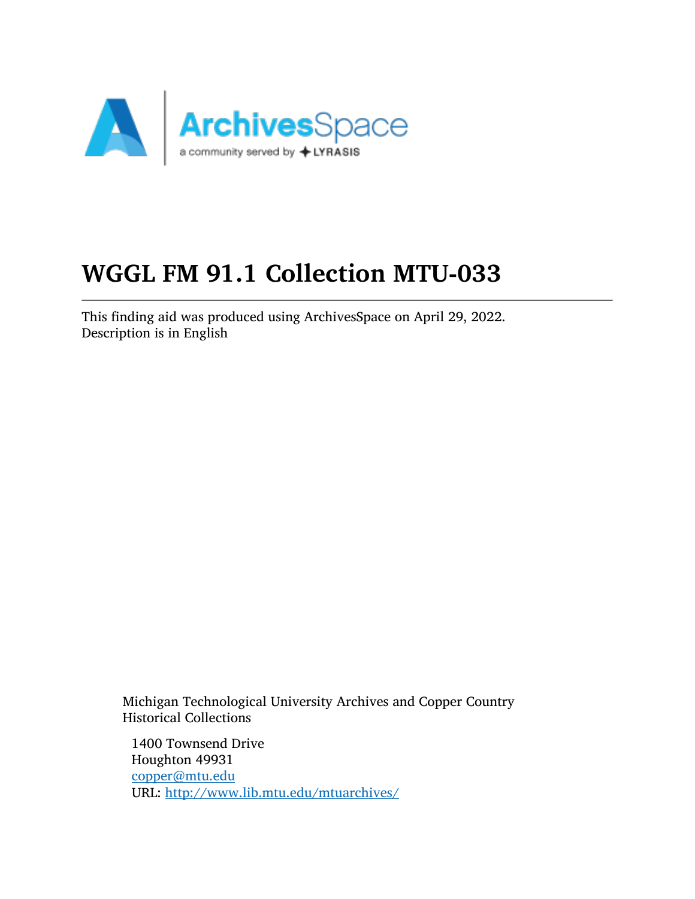# WGGL FM 91.1 Collection MTU-033

This finding aid was produced using ArchivesSpace on April 29, 2022.
Description is in English

Michigan Technological University Archives and Copper Country Historical Collections

1400 Townsend Drive
Houghton 49931
copper@mtu.edu
URL: http://www.lib.mtu.edu/mtuarchives/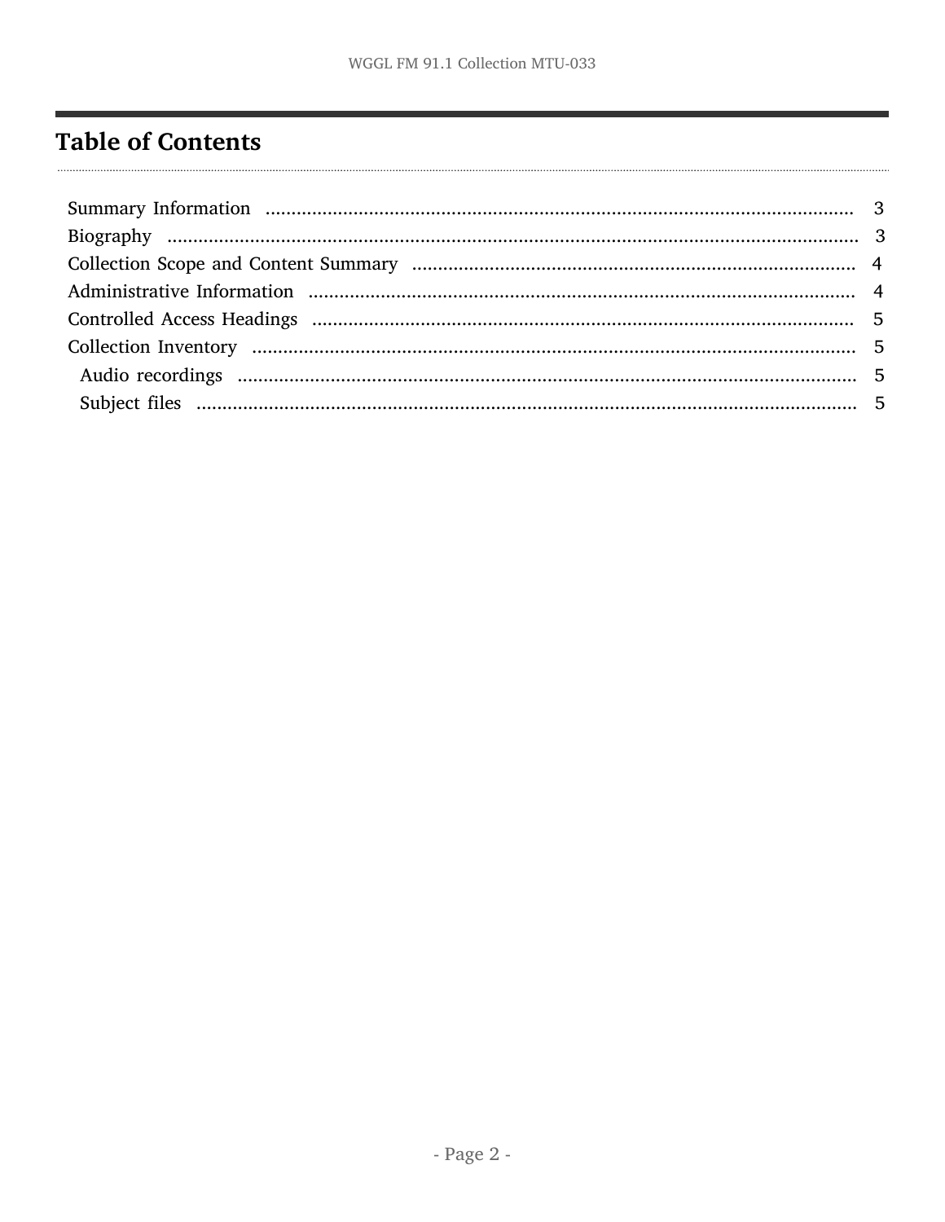# Table of Contents

Summary Information .......... 3
Biography .......... 3
Collection Scope and Content Summary .......... 4
Administrative Information .......... 4
Controlled Access Headings .......... 5
Collection Inventory .......... 5
  Audio recordings .......... 5
  Subject files .......... 5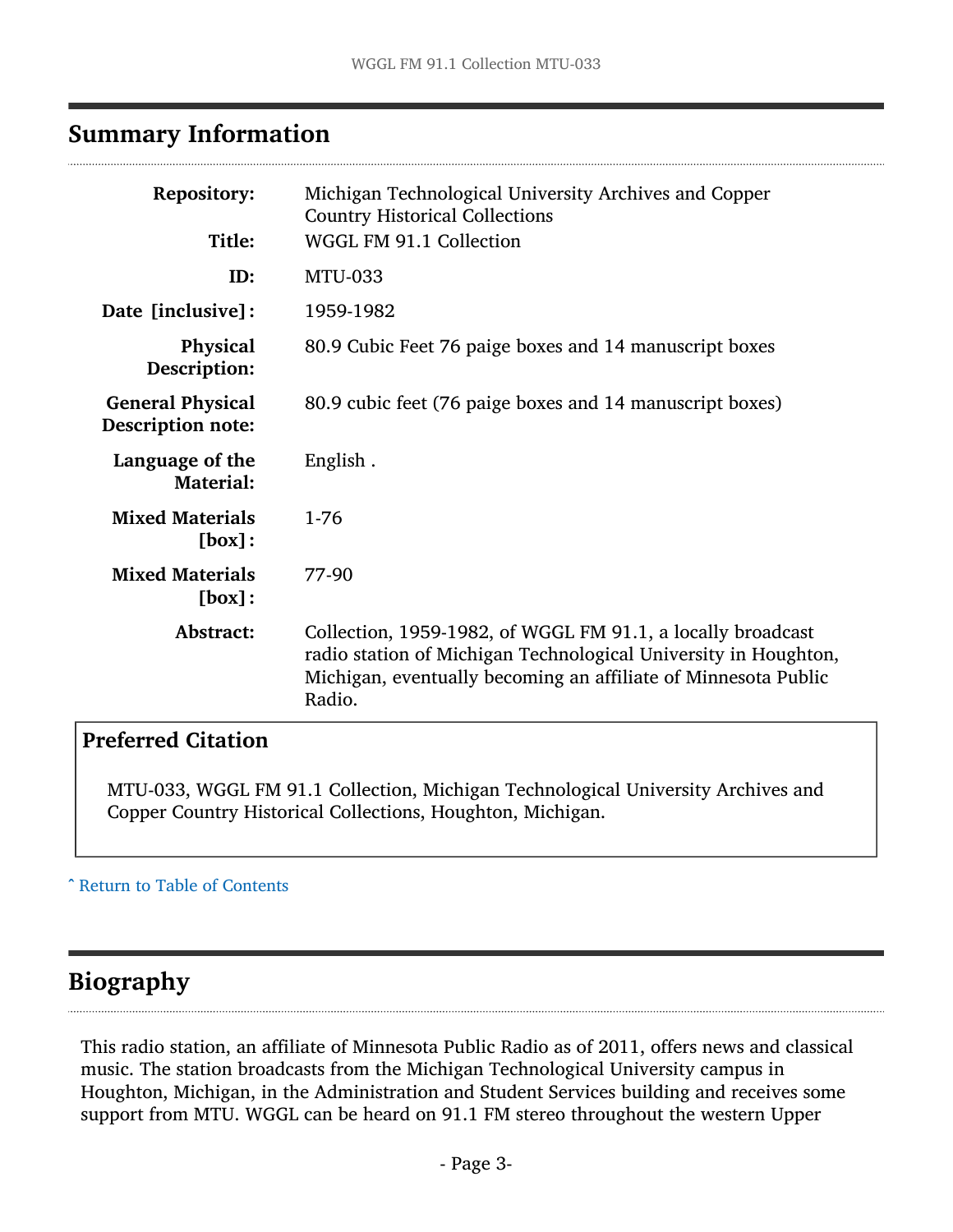## Summary Information

| | |
|---|---|
| **Repository:** | Michigan Technological University Archives and Copper Country Historical Collections |
| **Title:** | WGGL FM 91.1 Collection |
| **ID:** | MTU-033 |
| **Date [inclusive]:** | 1959-1982 |
| **Physical Description:** | 80.9 Cubic Feet 76 paige boxes and 14 manuscript boxes |
| **General Physical Description note:** | 80.9 cubic feet (76 paige boxes and 14 manuscript boxes) |
| **Language of the Material:** | English . |
| **Mixed Materials [box]:** | 1-76 |
| **Mixed Materials [box]:** | 77-90 |
| **Abstract:** | Collection, 1959-1982, of WGGL FM 91.1, a locally broadcast radio station of Michigan Technological University in Houghton, Michigan, eventually becoming an affiliate of Minnesota Public Radio. |

### Preferred Citation

MTU-033, WGGL FM 91.1 Collection, Michigan Technological University Archives and Copper Country Historical Collections, Houghton, Michigan.

ˆ Return to Table of Contents

## Biography

This radio station, an affiliate of Minnesota Public Radio as of 2011, offers news and classical music. The station broadcasts from the Michigan Technological University campus in Houghton, Michigan, in the Administration and Student Services building and receives some support from MTU. WGGL can be heard on 91.1 FM stereo throughout the western Upper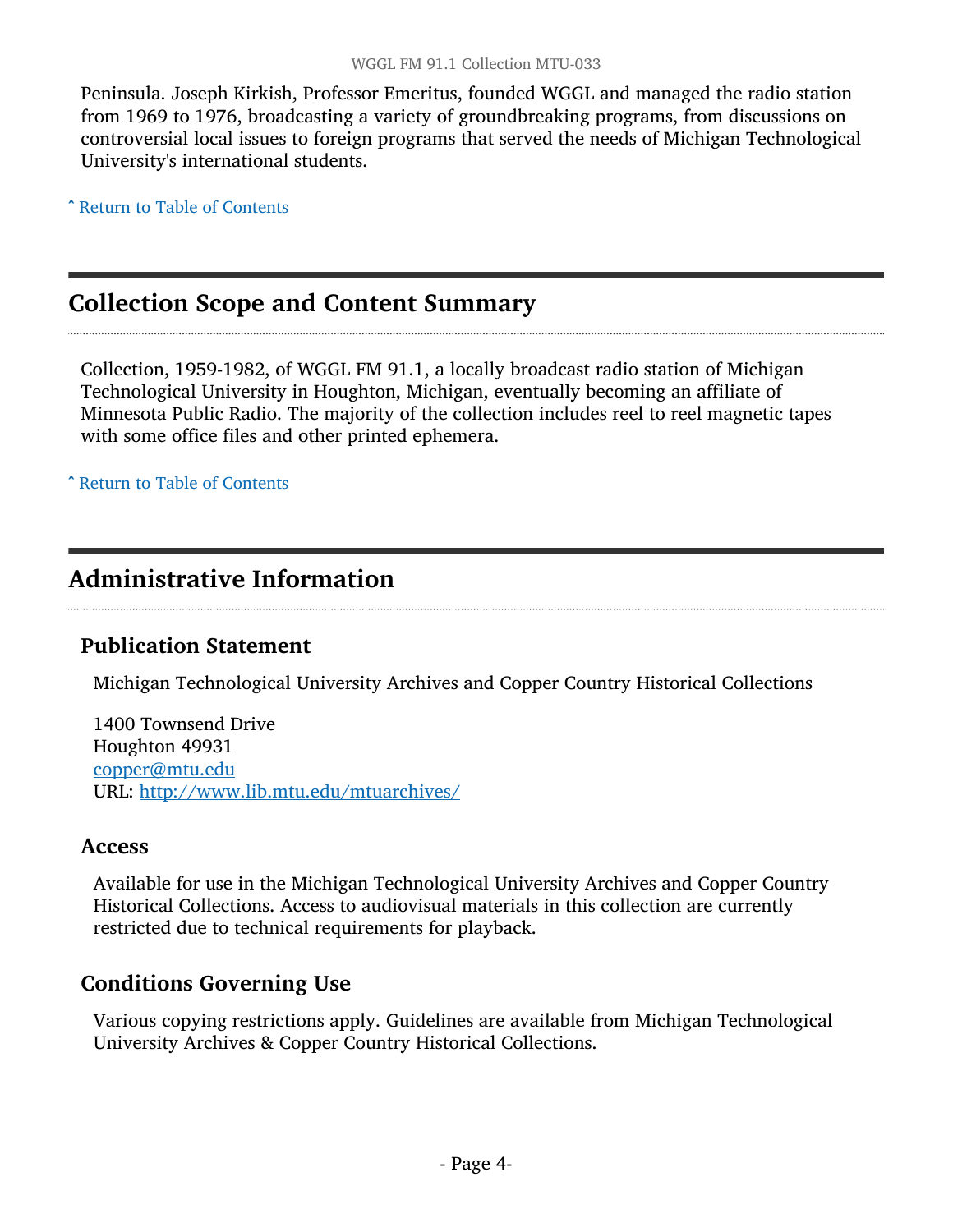Peninsula. Joseph Kirkish, Professor Emeritus, founded WGGL and managed the radio station from 1969 to 1976, broadcasting a variety of groundbreaking programs, from discussions on controversial local issues to foreign programs that served the needs of Michigan Technological University's international students.

ˆ Return to Table of Contents

## Collection Scope and Content Summary

Collection, 1959-1982, of WGGL FM 91.1, a locally broadcast radio station of Michigan Technological University in Houghton, Michigan, eventually becoming an affiliate of Minnesota Public Radio. The majority of the collection includes reel to reel magnetic tapes with some office files and other printed ephemera.

ˆ Return to Table of Contents

## Administrative Information

### Publication Statement

Michigan Technological University Archives and Copper Country Historical Collections

1400 Townsend Drive
Houghton 49931
copper@mtu.edu
URL: http://www.lib.mtu.edu/mtuarchives/

### Access

Available for use in the Michigan Technological University Archives and Copper Country Historical Collections. Access to audiovisual materials in this collection are currently restricted due to technical requirements for playback.

### Conditions Governing Use

Various copying restrictions apply. Guidelines are available from Michigan Technological University Archives & Copper Country Historical Collections.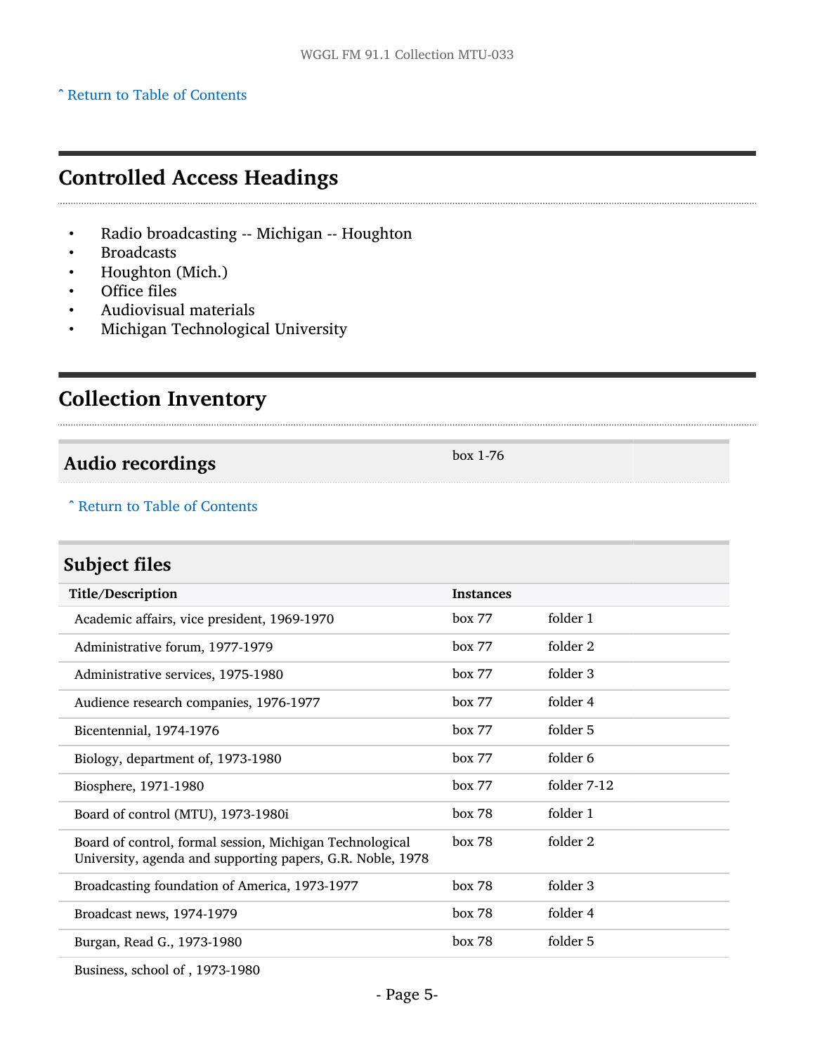^ Return to Table of Contents

## Controlled Access Headings

- Radio broadcasting -- Michigan -- Houghton
- Broadcasts
- Houghton (Mich.)
- Office files
- Audiovisual materials
- Michigan Technological University

## Collection Inventory

### Audio recordings

box 1-76

^ Return to Table of Contents

### Subject files

| Title/Description | Instances | |
|---|---|---|
| Academic affairs, vice president, 1969-1970 | box 77 | folder 1 |
| Administrative forum, 1977-1979 | box 77 | folder 2 |
| Administrative services, 1975-1980 | box 77 | folder 3 |
| Audience research companies, 1976-1977 | box 77 | folder 4 |
| Bicentennial, 1974-1976 | box 77 | folder 5 |
| Biology, department of, 1973-1980 | box 77 | folder 6 |
| Biosphere, 1971-1980 | box 77 | folder 7-12 |
| Board of control (MTU), 1973-1980i | box 78 | folder 1 |
| Board of control, formal session, Michigan Technological University, agenda and supporting papers, G.R. Noble, 1978 | box 78 | folder 2 |
| Broadcasting foundation of America, 1973-1977 | box 78 | folder 3 |
| Broadcast news, 1974-1979 | box 78 | folder 4 |
| Burgan, Read G., 1973-1980 | box 78 | folder 5 |
| Business, school of , 1973-1980 | | |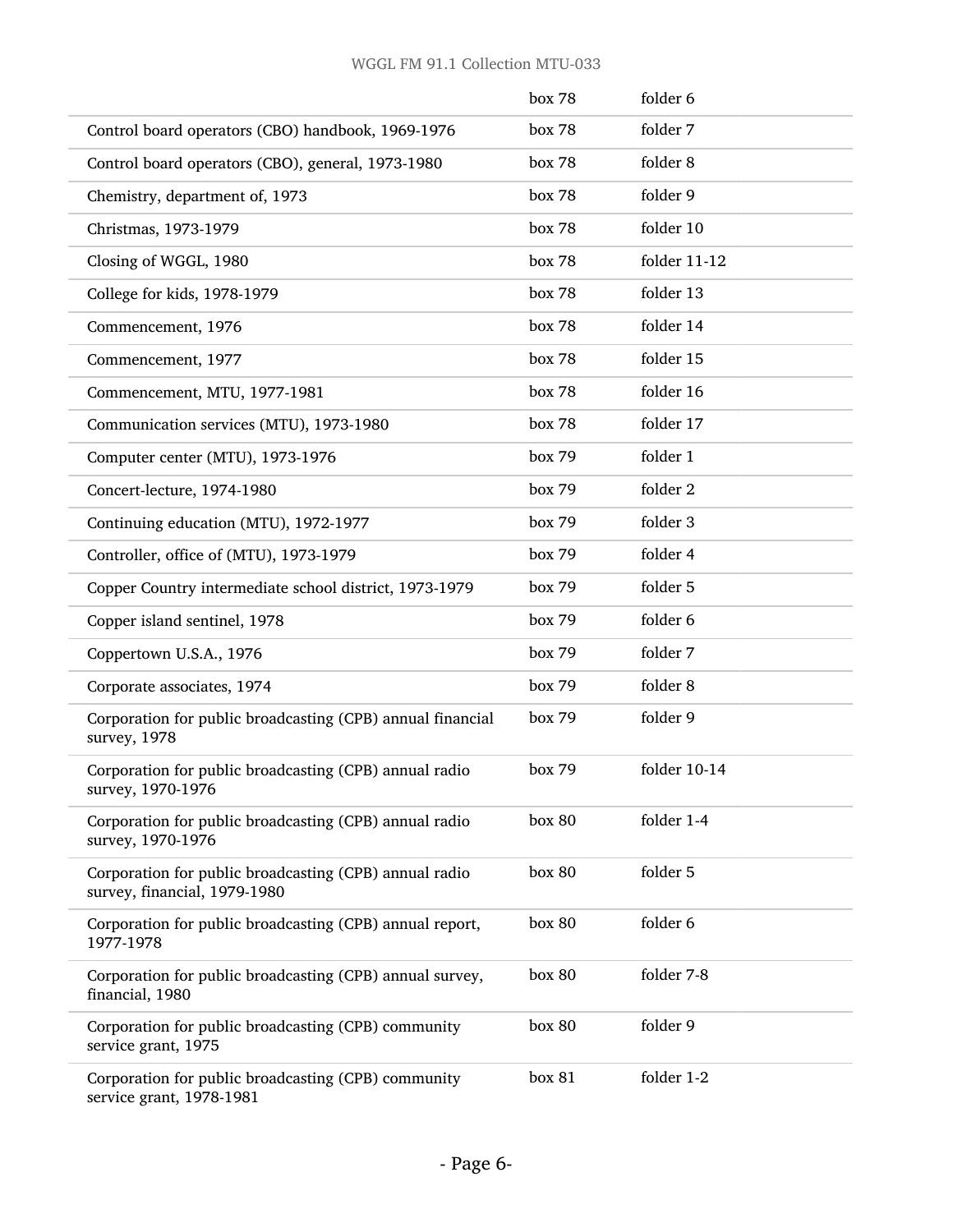| | | |
|---|---|---|
| | box 78 | folder 6 |
| Control board operators (CBO) handbook, 1969-1976 | box 78 | folder 7 |
| Control board operators (CBO), general, 1973-1980 | box 78 | folder 8 |
| Chemistry, department of, 1973 | box 78 | folder 9 |
| Christmas, 1973-1979 | box 78 | folder 10 |
| Closing of WGGL, 1980 | box 78 | folder 11-12 |
| College for kids, 1978-1979 | box 78 | folder 13 |
| Commencement, 1976 | box 78 | folder 14 |
| Commencement, 1977 | box 78 | folder 15 |
| Commencement, MTU, 1977-1981 | box 78 | folder 16 |
| Communication services (MTU), 1973-1980 | box 78 | folder 17 |
| Computer center (MTU), 1973-1976 | box 79 | folder 1 |
| Concert-lecture, 1974-1980 | box 79 | folder 2 |
| Continuing education (MTU), 1972-1977 | box 79 | folder 3 |
| Controller, office of (MTU), 1973-1979 | box 79 | folder 4 |
| Copper Country intermediate school district, 1973-1979 | box 79 | folder 5 |
| Copper island sentinel, 1978 | box 79 | folder 6 |
| Coppertown U.S.A., 1976 | box 79 | folder 7 |
| Corporate associates, 1974 | box 79 | folder 8 |
| Corporation for public broadcasting (CPB) annual financial survey, 1978 | box 79 | folder 9 |
| Corporation for public broadcasting (CPB) annual radio survey, 1970-1976 | box 79 | folder 10-14 |
| Corporation for public broadcasting (CPB) annual radio survey, 1970-1976 | box 80 | folder 1-4 |
| Corporation for public broadcasting (CPB) annual radio survey, financial, 1979-1980 | box 80 | folder 5 |
| Corporation for public broadcasting (CPB) annual report, 1977-1978 | box 80 | folder 6 |
| Corporation for public broadcasting (CPB) annual survey, financial, 1980 | box 80 | folder 7-8 |
| Corporation for public broadcasting (CPB) community service grant, 1975 | box 80 | folder 9 |
| Corporation for public broadcasting (CPB) community service grant, 1978-1981 | box 81 | folder 1-2 |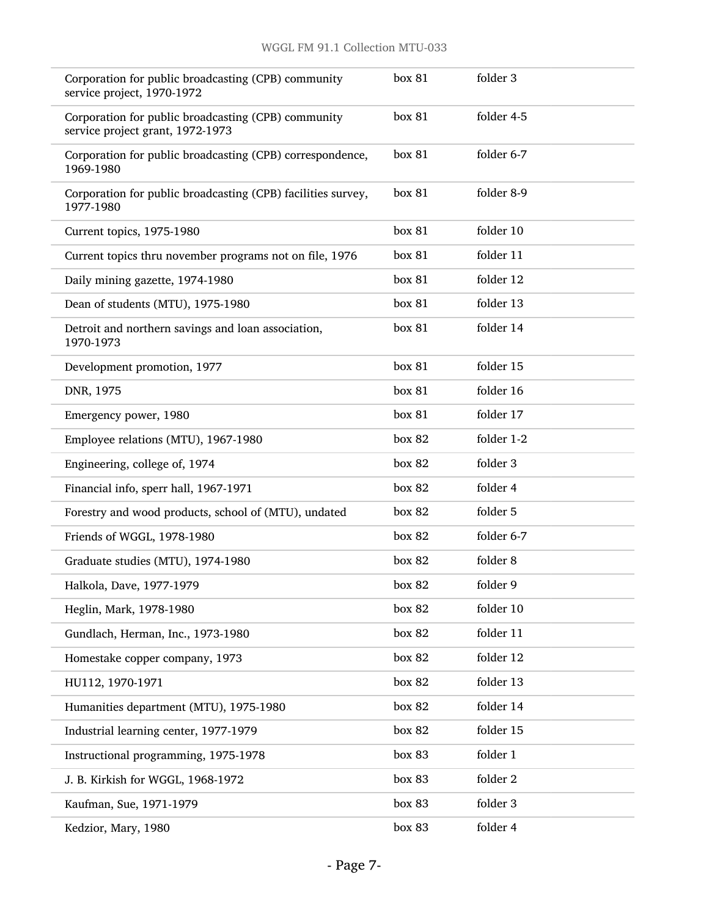| | | |
|---|---|---|
| Corporation for public broadcasting (CPB) community service project, 1970-1972 | box 81 | folder 3 |
| Corporation for public broadcasting (CPB) community service project grant, 1972-1973 | box 81 | folder 4-5 |
| Corporation for public broadcasting (CPB) correspondence, 1969-1980 | box 81 | folder 6-7 |
| Corporation for public broadcasting (CPB) facilities survey, 1977-1980 | box 81 | folder 8-9 |
| Current topics, 1975-1980 | box 81 | folder 10 |
| Current topics thru november programs not on file, 1976 | box 81 | folder 11 |
| Daily mining gazette, 1974-1980 | box 81 | folder 12 |
| Dean of students (MTU), 1975-1980 | box 81 | folder 13 |
| Detroit and northern savings and loan association, 1970-1973 | box 81 | folder 14 |
| Development promotion, 1977 | box 81 | folder 15 |
| DNR, 1975 | box 81 | folder 16 |
| Emergency power, 1980 | box 81 | folder 17 |
| Employee relations (MTU), 1967-1980 | box 82 | folder 1-2 |
| Engineering, college of, 1974 | box 82 | folder 3 |
| Financial info, sperr hall, 1967-1971 | box 82 | folder 4 |
| Forestry and wood products, school of (MTU), undated | box 82 | folder 5 |
| Friends of WGGL, 1978-1980 | box 82 | folder 6-7 |
| Graduate studies (MTU), 1974-1980 | box 82 | folder 8 |
| Halkola, Dave, 1977-1979 | box 82 | folder 9 |
| Heglin, Mark, 1978-1980 | box 82 | folder 10 |
| Gundlach, Herman, Inc., 1973-1980 | box 82 | folder 11 |
| Homestake copper company, 1973 | box 82 | folder 12 |
| HU112, 1970-1971 | box 82 | folder 13 |
| Humanities department (MTU), 1975-1980 | box 82 | folder 14 |
| Industrial learning center, 1977-1979 | box 82 | folder 15 |
| Instructional programming, 1975-1978 | box 83 | folder 1 |
| J. B. Kirkish for WGGL, 1968-1972 | box 83 | folder 2 |
| Kaufman, Sue, 1971-1979 | box 83 | folder 3 |
| Kedzior, Mary, 1980 | box 83 | folder 4 |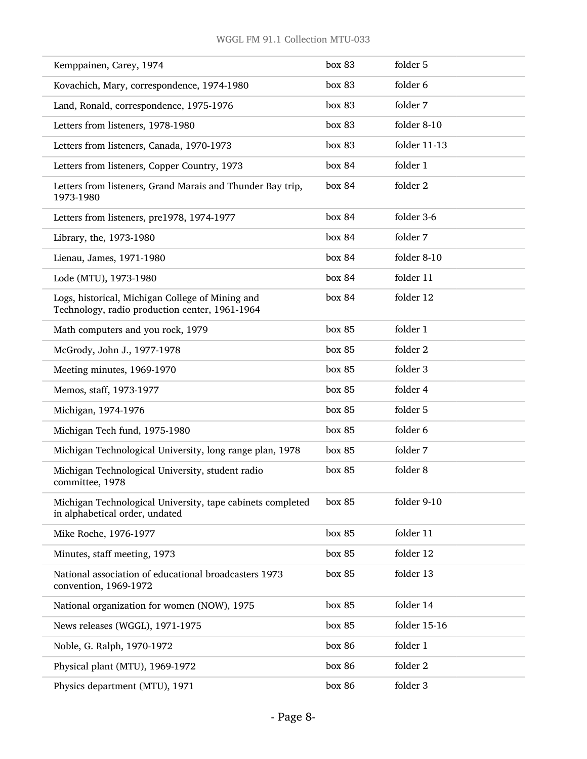| | | |
|---|---|---|
| Kemppainen, Carey, 1974 | box 83 | folder 5 |
| Kovachich, Mary, correspondence, 1974-1980 | box 83 | folder 6 |
| Land, Ronald, correspondence, 1975-1976 | box 83 | folder 7 |
| Letters from listeners, 1978-1980 | box 83 | folder 8-10 |
| Letters from listeners, Canada, 1970-1973 | box 83 | folder 11-13 |
| Letters from listeners, Copper Country, 1973 | box 84 | folder 1 |
| Letters from listeners, Grand Marais and Thunder Bay trip, 1973-1980 | box 84 | folder 2 |
| Letters from listeners, pre1978, 1974-1977 | box 84 | folder 3-6 |
| Library, the, 1973-1980 | box 84 | folder 7 |
| Lienau, James, 1971-1980 | box 84 | folder 8-10 |
| Lode (MTU), 1973-1980 | box 84 | folder 11 |
| Logs, historical, Michigan College of Mining and Technology, radio production center, 1961-1964 | box 84 | folder 12 |
| Math computers and you rock, 1979 | box 85 | folder 1 |
| McGrody, John J., 1977-1978 | box 85 | folder 2 |
| Meeting minutes, 1969-1970 | box 85 | folder 3 |
| Memos, staff, 1973-1977 | box 85 | folder 4 |
| Michigan, 1974-1976 | box 85 | folder 5 |
| Michigan Tech fund, 1975-1980 | box 85 | folder 6 |
| Michigan Technological University, long range plan, 1978 | box 85 | folder 7 |
| Michigan Technological University, student radio committee, 1978 | box 85 | folder 8 |
| Michigan Technological University, tape cabinets completed in alphabetical order, undated | box 85 | folder 9-10 |
| Mike Roche, 1976-1977 | box 85 | folder 11 |
| Minutes, staff meeting, 1973 | box 85 | folder 12 |
| National association of educational broadcasters 1973 convention, 1969-1972 | box 85 | folder 13 |
| National organization for women (NOW), 1975 | box 85 | folder 14 |
| News releases (WGGL), 1971-1975 | box 85 | folder 15-16 |
| Noble, G. Ralph, 1970-1972 | box 86 | folder 1 |
| Physical plant (MTU), 1969-1972 | box 86 | folder 2 |
| Physics department (MTU), 1971 | box 86 | folder 3 |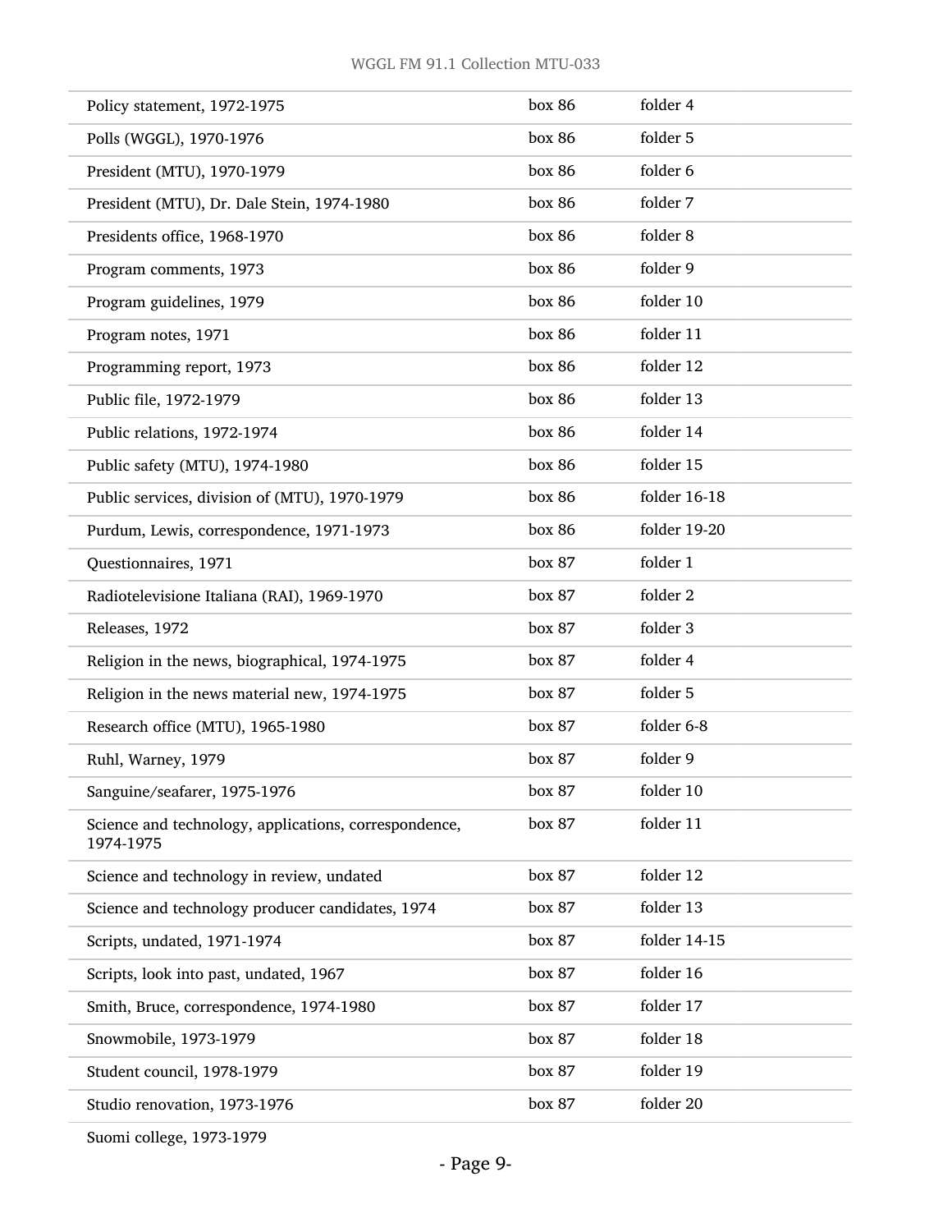| | | |
|---|---|---|
| Policy statement, 1972-1975 | box 86 | folder 4 |
| Polls (WGGL), 1970-1976 | box 86 | folder 5 |
| President (MTU), 1970-1979 | box 86 | folder 6 |
| President (MTU), Dr. Dale Stein, 1974-1980 | box 86 | folder 7 |
| Presidents office, 1968-1970 | box 86 | folder 8 |
| Program comments, 1973 | box 86 | folder 9 |
| Program guidelines, 1979 | box 86 | folder 10 |
| Program notes, 1971 | box 86 | folder 11 |
| Programming report, 1973 | box 86 | folder 12 |
| Public file, 1972-1979 | box 86 | folder 13 |
| Public relations, 1972-1974 | box 86 | folder 14 |
| Public safety (MTU), 1974-1980 | box 86 | folder 15 |
| Public services, division of (MTU), 1970-1979 | box 86 | folder 16-18 |
| Purdum, Lewis, correspondence, 1971-1973 | box 86 | folder 19-20 |
| Questionnaires, 1971 | box 87 | folder 1 |
| Radiotelevisione Italiana (RAI), 1969-1970 | box 87 | folder 2 |
| Releases, 1972 | box 87 | folder 3 |
| Religion in the news, biographical, 1974-1975 | box 87 | folder 4 |
| Religion in the news material new, 1974-1975 | box 87 | folder 5 |
| Research office (MTU), 1965-1980 | box 87 | folder 6-8 |
| Ruhl, Warney, 1979 | box 87 | folder 9 |
| Sanguine/seafarer, 1975-1976 | box 87 | folder 10 |
| Science and technology, applications, correspondence, 1974-1975 | box 87 | folder 11 |
| Science and technology in review, undated | box 87 | folder 12 |
| Science and technology producer candidates, 1974 | box 87 | folder 13 |
| Scripts, undated, 1971-1974 | box 87 | folder 14-15 |
| Scripts, look into past, undated, 1967 | box 87 | folder 16 |
| Smith, Bruce, correspondence, 1974-1980 | box 87 | folder 17 |
| Snowmobile, 1973-1979 | box 87 | folder 18 |
| Student council, 1978-1979 | box 87 | folder 19 |
| Studio renovation, 1973-1976 | box 87 | folder 20 |
| Suomi college, 1973-1979 | | |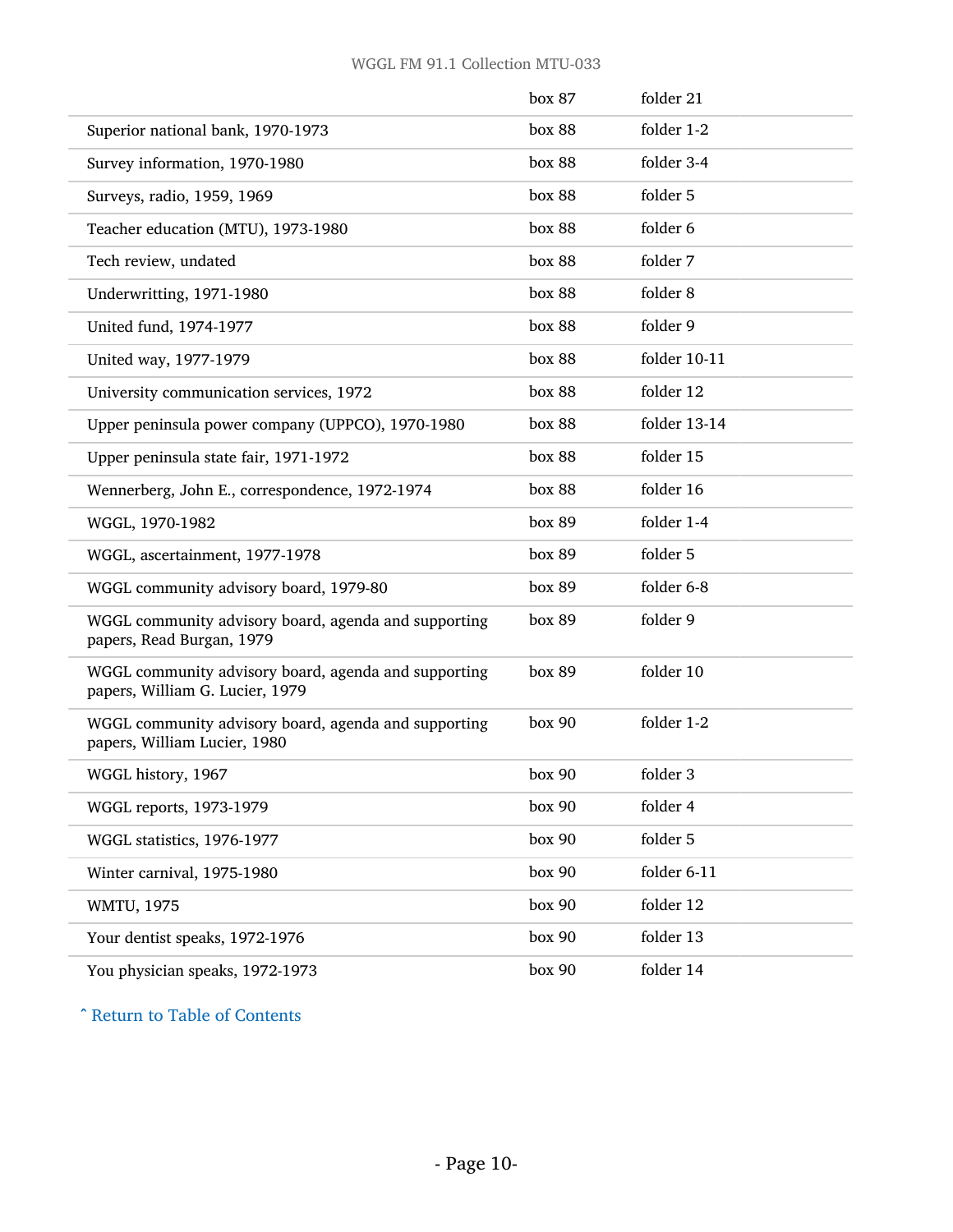| | | |
|---|---|---|
| | box 87 | folder 21 |
| Superior national bank, 1970-1973 | box 88 | folder 1-2 |
| Survey information, 1970-1980 | box 88 | folder 3-4 |
| Surveys, radio, 1959, 1969 | box 88 | folder 5 |
| Teacher education (MTU), 1973-1980 | box 88 | folder 6 |
| Tech review, undated | box 88 | folder 7 |
| Underwritting, 1971-1980 | box 88 | folder 8 |
| United fund, 1974-1977 | box 88 | folder 9 |
| United way, 1977-1979 | box 88 | folder 10-11 |
| University communication services, 1972 | box 88 | folder 12 |
| Upper peninsula power company (UPPCO), 1970-1980 | box 88 | folder 13-14 |
| Upper peninsula state fair, 1971-1972 | box 88 | folder 15 |
| Wennerberg, John E., correspondence, 1972-1974 | box 88 | folder 16 |
| WGGL, 1970-1982 | box 89 | folder 1-4 |
| WGGL, ascertainment, 1977-1978 | box 89 | folder 5 |
| WGGL community advisory board, 1979-80 | box 89 | folder 6-8 |
| WGGL community advisory board, agenda and supporting papers, Read Burgan, 1979 | box 89 | folder 9 |
| WGGL community advisory board, agenda and supporting papers, William G. Lucier, 1979 | box 89 | folder 10 |
| WGGL community advisory board, agenda and supporting papers, William Lucier, 1980 | box 90 | folder 1-2 |
| WGGL history, 1967 | box 90 | folder 3 |
| WGGL reports, 1973-1979 | box 90 | folder 4 |
| WGGL statistics, 1976-1977 | box 90 | folder 5 |
| Winter carnival, 1975-1980 | box 90 | folder 6-11 |
| WMTU, 1975 | box 90 | folder 12 |
| Your dentist speaks, 1972-1976 | box 90 | folder 13 |
| You physician speaks, 1972-1973 | box 90 | folder 14 |

ˆ Return to Table of Contents